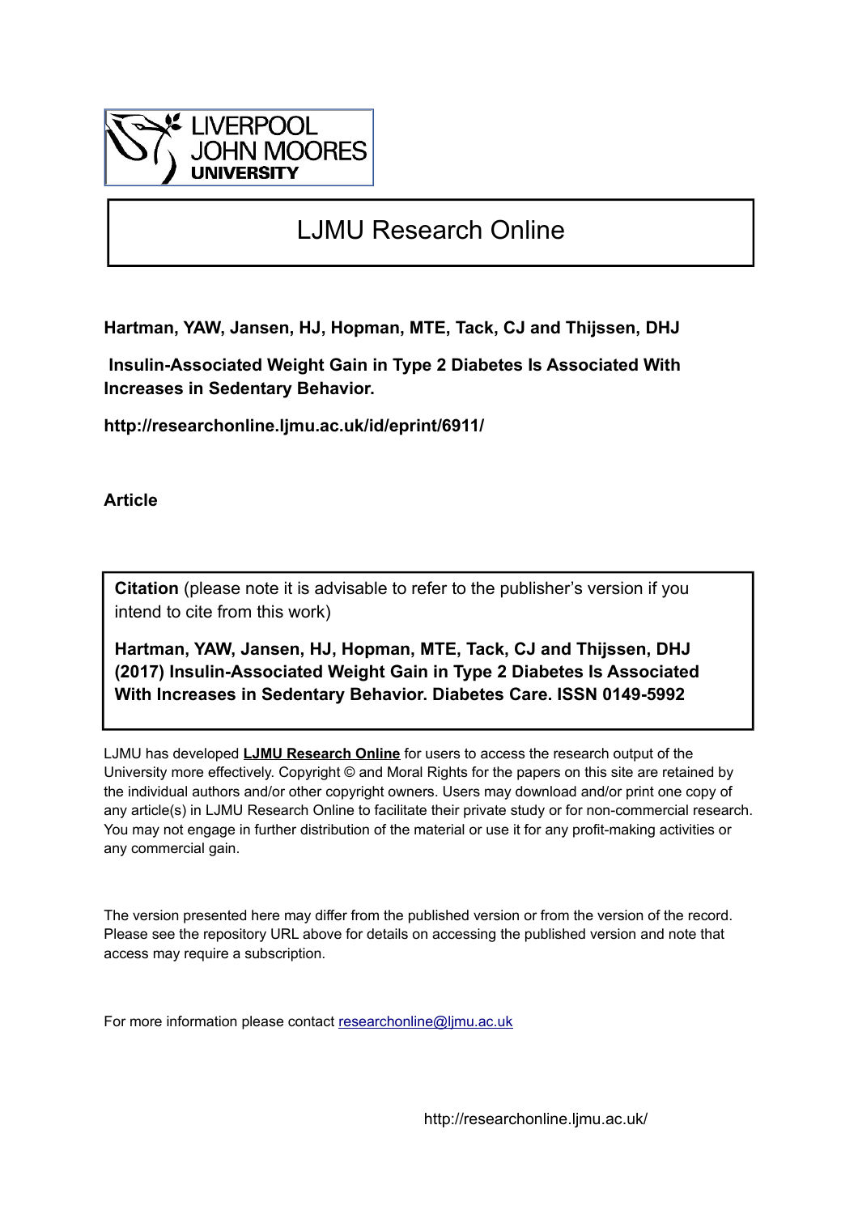LIVERPOOL JOHN MOORES UNIVERSITY

# LJMU Research Online

**Hartman, YAW, Jansen, HJ, Hopman, MTE, Tack, CJ and Thijssen, DHJ**

**Insulin-Associated Weight Gain in Type 2 Diabetes Is Associated With Increases in Sedentary Behavior.**

**http://researchonline.ljmu.ac.uk/id/eprint/6911/**

**Article**

**Citation** (please note it is advisable to refer to the publisher's version if you intend to cite from this work)

**Hartman, YAW, Jansen, HJ, Hopman, MTE, Tack, CJ and Thijssen, DHJ (2017) Insulin-Associated Weight Gain in Type 2 Diabetes Is Associated With Increases in Sedentary Behavior. Diabetes Care. ISSN 0149-5992**

LJMU has developed **LJMU Research Online** for users to access the research output of the University more effectively. Copyright © and Moral Rights for the papers on this site are retained by the individual authors and/or other copyright owners. Users may download and/or print one copy of any article(s) in LJMU Research Online to facilitate their private study or for non-commercial research. You may not engage in further distribution of the material or use it for any profit-making activities or any commercial gain.

The version presented here may differ from the published version or from the version of the record. Please see the repository URL above for details on accessing the published version and note that access may require a subscription.

For more information please contact researchonline@ljmu.ac.uk

http://researchonline.ljmu.ac.uk/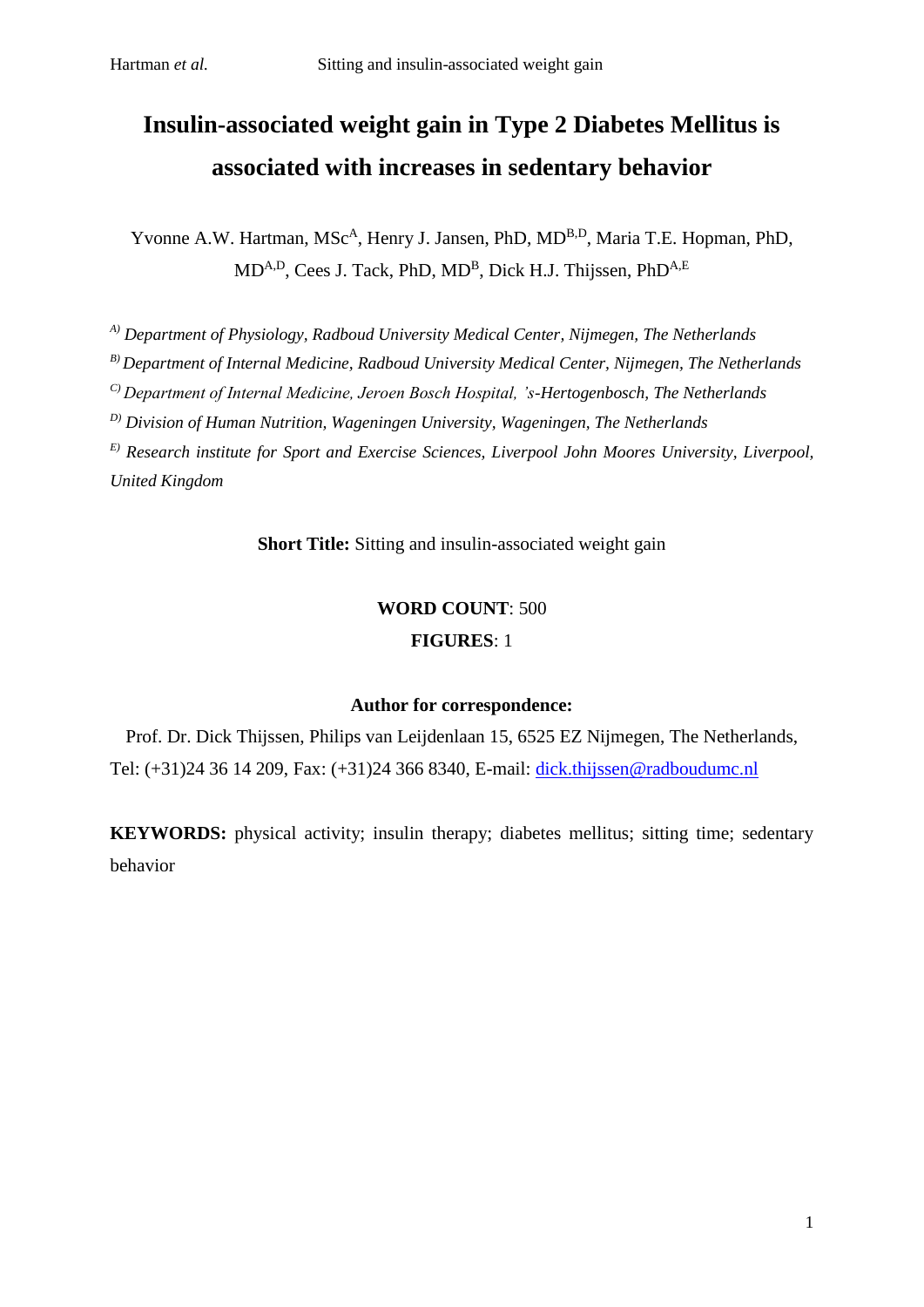# Insulin-associated weight gain in Type 2 Diabetes Mellitus is associated with increases in sedentary behavior

Yvonne A.W. Hartman, MSc[A], Henry J. Jansen, PhD, MD[B,D], Maria T.E. Hopman, PhD, MD[A,D], Cees J. Tack, PhD, MD[B], Dick H.J. Thijssen, PhD[A,E]

*[A)] Department of Physiology, Radboud University Medical Center, Nijmegen, The Netherlands*

*[B)] Department of Internal Medicine, Radboud University Medical Center, Nijmegen, The Netherlands*

*[C)] Department of Internal Medicine, Jeroen Bosch Hospital, 's-Hertogenbosch, The Netherlands*

*[D)] Division of Human Nutrition, Wageningen University, Wageningen, The Netherlands*

*[E)] Research institute for Sport and Exercise Sciences, Liverpool John Moores University, Liverpool, United Kingdom*

**Short Title:** Sitting and insulin-associated weight gain

**WORD COUNT**: 500

**FIGURES**: 1

**Author for correspondence:**

Prof. Dr. Dick Thijssen, Philips van Leijdenlaan 15, 6525 EZ Nijmegen, The Netherlands, Tel: (+31)24 36 14 209, Fax: (+31)24 366 8340, E-mail: dick.thijssen@radboudumc.nl

**KEYWORDS:** physical activity; insulin therapy; diabetes mellitus; sitting time; sedentary behavior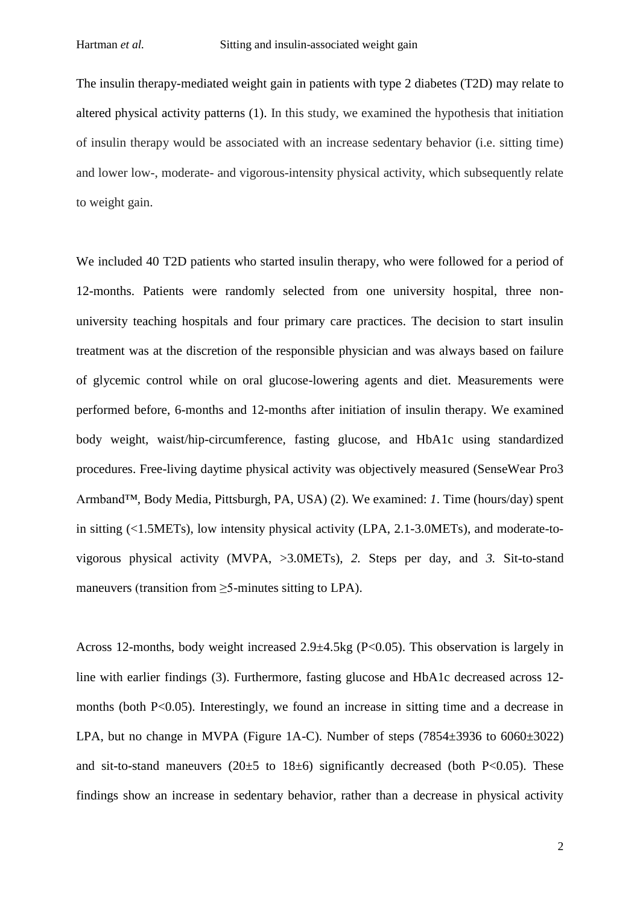The insulin therapy-mediated weight gain in patients with type 2 diabetes (T2D) may relate to altered physical activity patterns (1). In this study, we examined the hypothesis that initiation of insulin therapy would be associated with an increase sedentary behavior (i.e. sitting time) and lower low-, moderate- and vigorous-intensity physical activity, which subsequently relate to weight gain.

We included 40 T2D patients who started insulin therapy, who were followed for a period of 12-months. Patients were randomly selected from one university hospital, three non-university teaching hospitals and four primary care practices. The decision to start insulin treatment was at the discretion of the responsible physician and was always based on failure of glycemic control while on oral glucose-lowering agents and diet. Measurements were performed before, 6-months and 12-months after initiation of insulin therapy. We examined body weight, waist/hip-circumference, fasting glucose, and HbA1c using standardized procedures. Free-living daytime physical activity was objectively measured (SenseWear Pro3 Armband™, Body Media, Pittsburgh, PA, USA) (2). We examined: *1*. Time (hours/day) spent in sitting (<1.5METs), low intensity physical activity (LPA, 2.1-3.0METs), and moderate-to-vigorous physical activity (MVPA, >3.0METs), *2.* Steps per day, and *3.* Sit-to-stand maneuvers (transition from ≥5-minutes sitting to LPA).

Across 12-months, body weight increased 2.9±4.5kg ($P<0.05$). This observation is largely in line with earlier findings (3). Furthermore, fasting glucose and HbA1c decreased across 12-months (both $P<0.05$). Interestingly, we found an increase in sitting time and a decrease in LPA, but no change in MVPA (Figure 1A-C). Number of steps (7854±3936 to 6060±3022) and sit-to-stand maneuvers (20±5 to 18±6) significantly decreased (both $P<0.05$). These findings show an increase in sedentary behavior, rather than a decrease in physical activity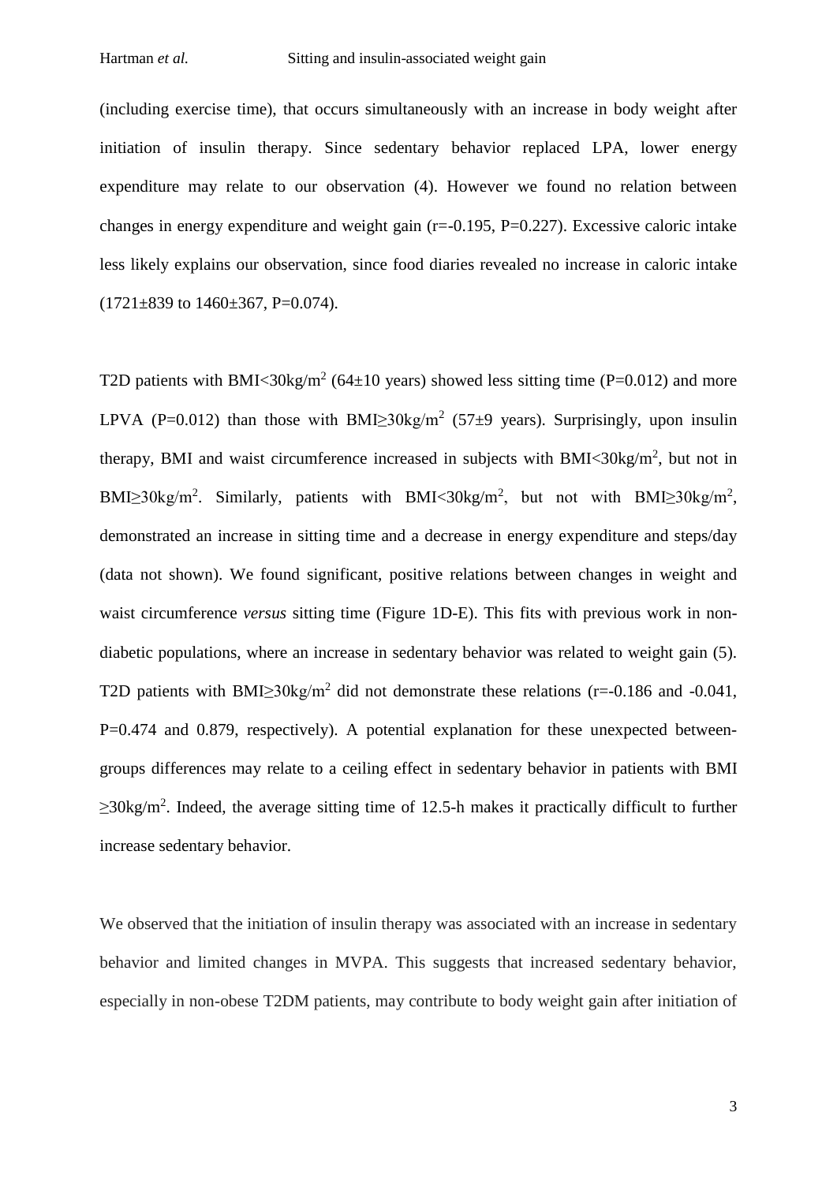(including exercise time), that occurs simultaneously with an increase in body weight after initiation of insulin therapy. Since sedentary behavior replaced LPA, lower energy expenditure may relate to our observation (4). However we found no relation between changes in energy expenditure and weight gain ($r=-0.195$, $P=0.227$). Excessive caloric intake less likely explains our observation, since food diaries revealed no increase in caloric intake ($1721\pm839$ to $1460\pm367$, $P=0.074$).

T2D patients with BMI<30kg/m$^2$ ($64\pm10$ years) showed less sitting time ($P=0.012$) and more LPVA ($P=0.012$) than those with BMI≥30kg/m$^2$ ($57\pm9$ years). Surprisingly, upon insulin therapy, BMI and waist circumference increased in subjects with BMI<30kg/m$^2$, but not in BMI≥30kg/m$^2$. Similarly, patients with BMI<30kg/m$^2$, but not with BMI≥30kg/m$^2$, demonstrated an increase in sitting time and a decrease in energy expenditure and steps/day (data not shown). We found significant, positive relations between changes in weight and waist circumference *versus* sitting time (Figure 1D-E). This fits with previous work in non-diabetic populations, where an increase in sedentary behavior was related to weight gain (5). T2D patients with BMI≥30kg/m$^2$ did not demonstrate these relations ($r=-0.186$ and $-0.041$, $P=0.474$ and $0.879$, respectively). A potential explanation for these unexpected between-groups differences may relate to a ceiling effect in sedentary behavior in patients with BMI ≥30kg/m$^2$. Indeed, the average sitting time of 12.5-h makes it practically difficult to further increase sedentary behavior.

We observed that the initiation of insulin therapy was associated with an increase in sedentary behavior and limited changes in MVPA. This suggests that increased sedentary behavior, especially in non-obese T2DM patients, may contribute to body weight gain after initiation of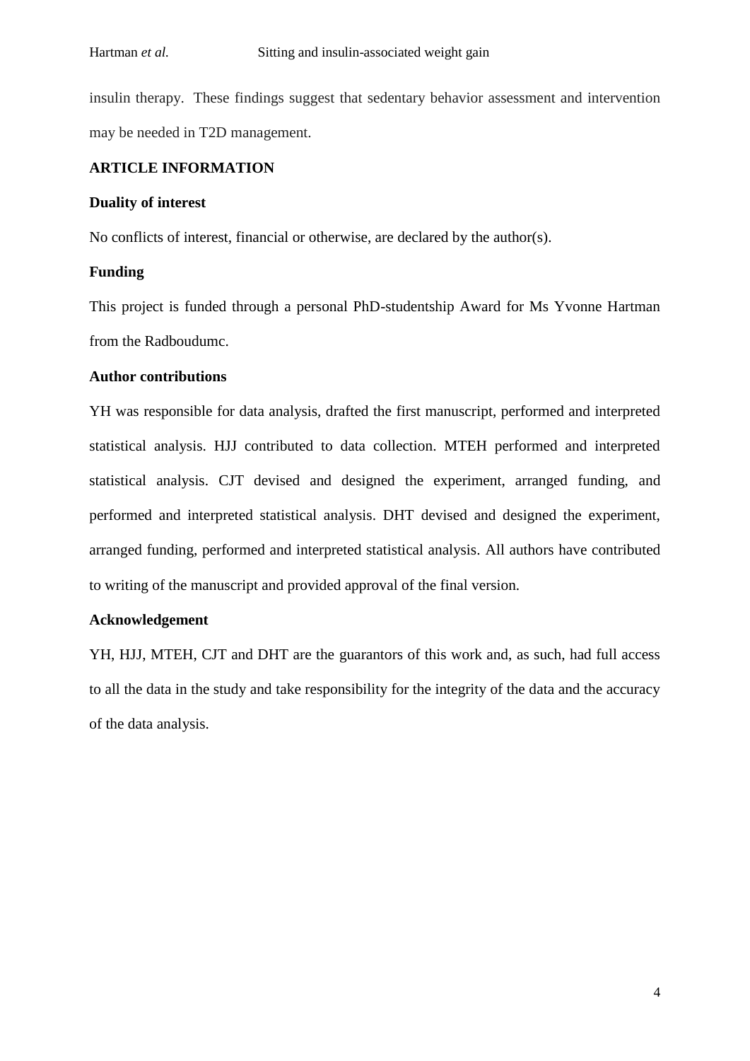insulin therapy. These findings suggest that sedentary behavior assessment and intervention may be needed in T2D management.

## ARTICLE INFORMATION

### Duality of interest

No conflicts of interest, financial or otherwise, are declared by the author(s).

### Funding

This project is funded through a personal PhD-studentship Award for Ms Yvonne Hartman from the Radboudumc.

### Author contributions

YH was responsible for data analysis, drafted the first manuscript, performed and interpreted statistical analysis. HJJ contributed to data collection. MTEH performed and interpreted statistical analysis. CJT devised and designed the experiment, arranged funding, and performed and interpreted statistical analysis. DHT devised and designed the experiment, arranged funding, performed and interpreted statistical analysis. All authors have contributed to writing of the manuscript and provided approval of the final version.

### Acknowledgement

YH, HJJ, MTEH, CJT and DHT are the guarantors of this work and, as such, had full access to all the data in the study and take responsibility for the integrity of the data and the accuracy of the data analysis.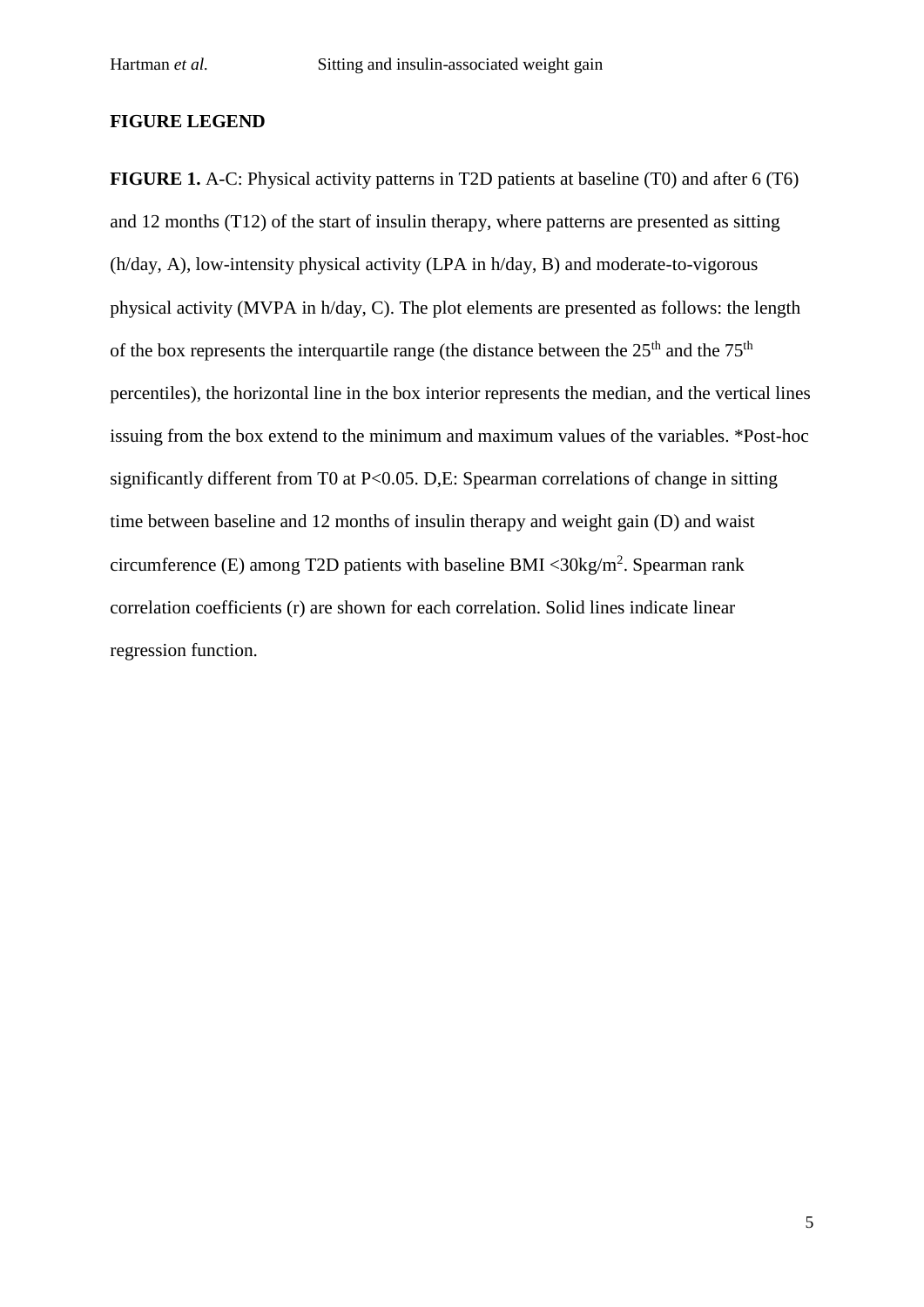## FIGURE LEGEND

**FIGURE 1.** A-C: Physical activity patterns in T2D patients at baseline (T0) and after 6 (T6) and 12 months (T12) of the start of insulin therapy, where patterns are presented as sitting (h/day, A), low-intensity physical activity (LPA in h/day, B) and moderate-to-vigorous physical activity (MVPA in h/day, C). The plot elements are presented as follows: the length of the box represents the interquartile range (the distance between the $25^{th}$ and the $75^{th}$ percentiles), the horizontal line in the box interior represents the median, and the vertical lines issuing from the box extend to the minimum and maximum values of the variables. *Post-hoc significantly different from T0 at $P<0.05$. D,E: Spearman correlations of change in sitting time between baseline and 12 months of insulin therapy and weight gain (D) and waist circumference (E) among T2D patients with baseline BMI $<30kg/m^2$. Spearman rank correlation coefficients (r) are shown for each correlation. Solid lines indicate linear regression function.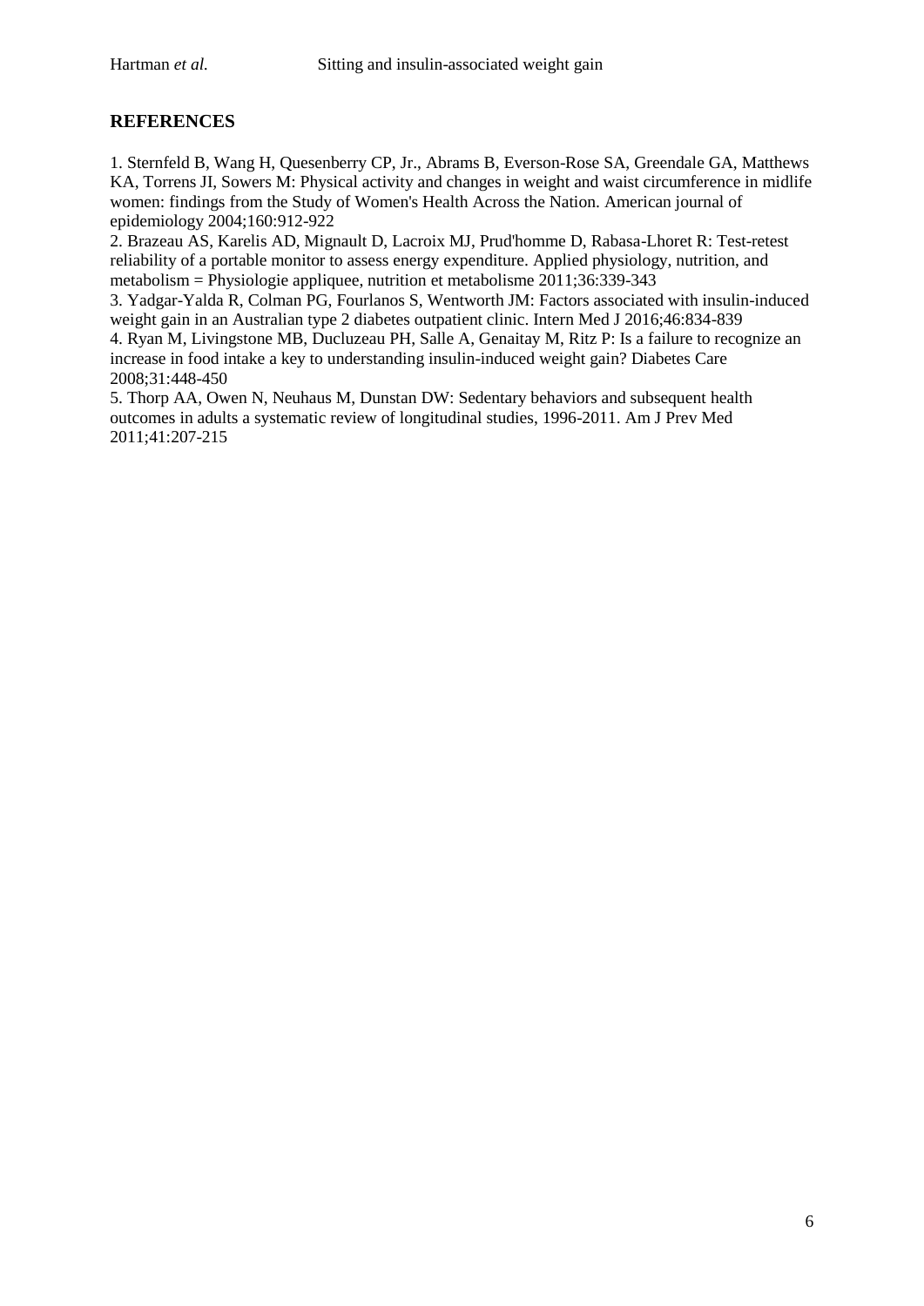## REFERENCES

1. Sternfeld B, Wang H, Quesenberry CP, Jr., Abrams B, Everson-Rose SA, Greendale GA, Matthews KA, Torrens JI, Sowers M: Physical activity and changes in weight and waist circumference in midlife women: findings from the Study of Women's Health Across the Nation. American journal of epidemiology 2004;160:912-922
2. Brazeau AS, Karelis AD, Mignault D, Lacroix MJ, Prud'homme D, Rabasa-Lhoret R: Test-retest reliability of a portable monitor to assess energy expenditure. Applied physiology, nutrition, and metabolism = Physiologie appliquee, nutrition et metabolisme 2011;36:339-343
3. Yadgar-Yalda R, Colman PG, Fourlanos S, Wentworth JM: Factors associated with insulin-induced weight gain in an Australian type 2 diabetes outpatient clinic. Intern Med J 2016;46:834-839
4. Ryan M, Livingstone MB, Ducluzeau PH, Salle A, Genaitay M, Ritz P: Is a failure to recognize an increase in food intake a key to understanding insulin-induced weight gain? Diabetes Care 2008;31:448-450
5. Thorp AA, Owen N, Neuhaus M, Dunstan DW: Sedentary behaviors and subsequent health outcomes in adults a systematic review of longitudinal studies, 1996-2011. Am J Prev Med 2011;41:207-215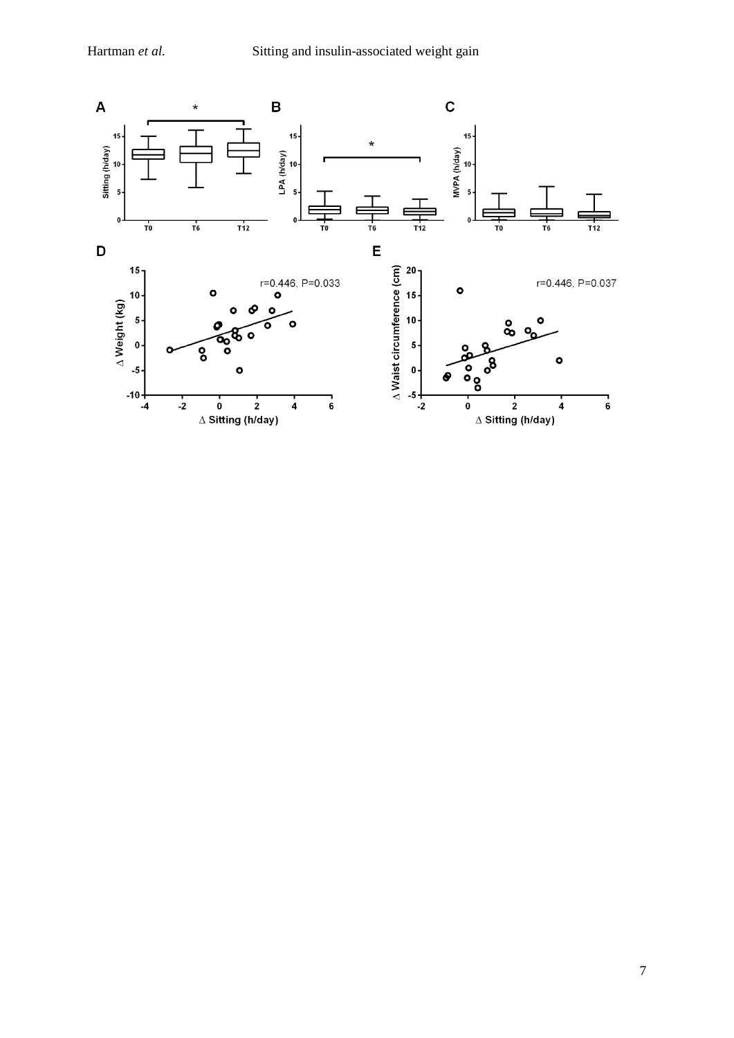A

*

Sitting (h/day)

15

10

5

0

T0 T6 T12

B

*

LPA (h/day)

15

10

5

0

T0 T6 T12

C

MVPA (h/day)

15

10

5

0

T0 T6 T12

D

r=0.446, P=0.033

Δ Weight (kg)

15

10

5

0

-5

-10

-4 -2 0 2 4 6

Δ Sitting (h/day)

E

r=0.446, P=0.037

Δ Waist circumference (cm)

20

15

10

5

0

-5

-2 0 2 4 6

Δ Sitting (h/day)